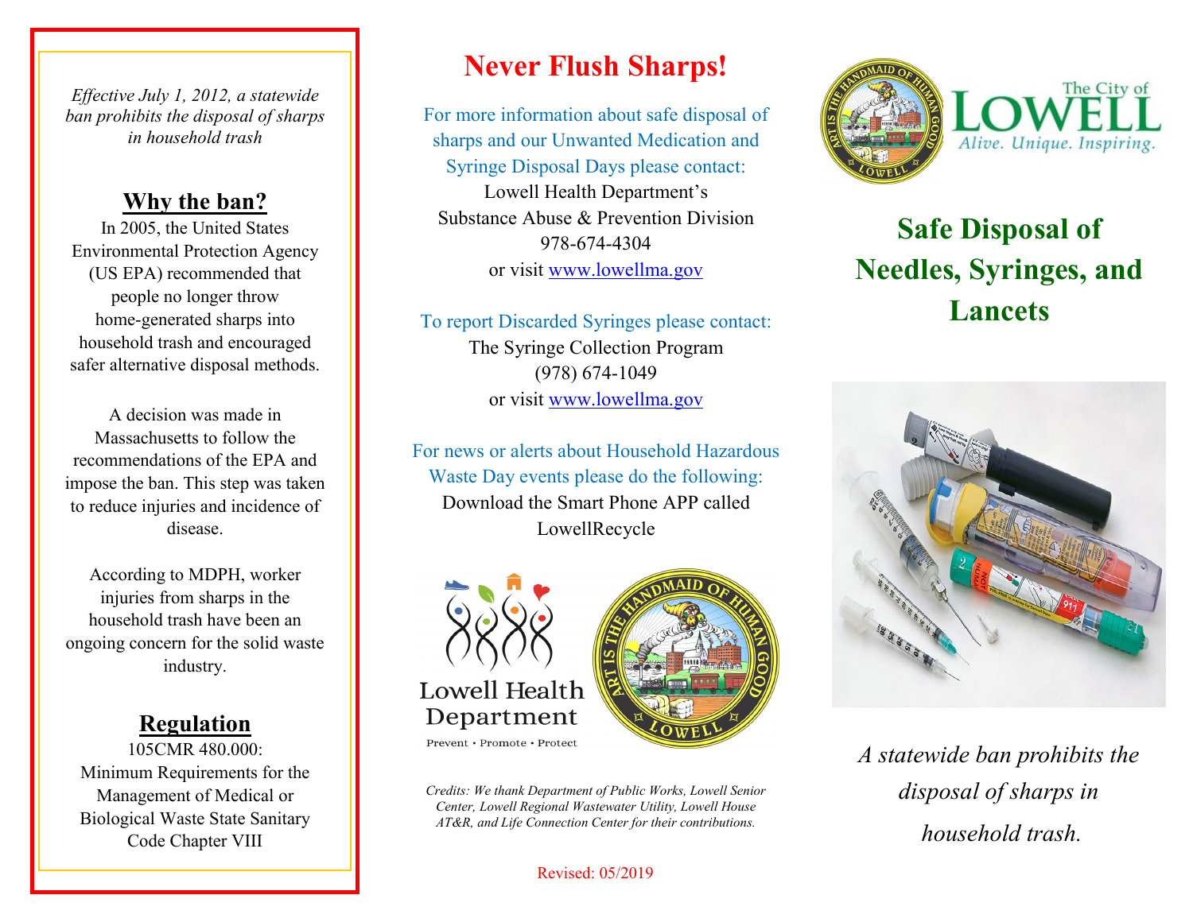*Effective July 1, 2012, a statewide ban prohibits the disposal of sharps in household trash*

## Why the ban?

In 2005, the United States Environmental Protection Agency (US EPA) recommended that people no longer throw home-generated sharps into household trash and encouraged safer alternative disposal methods.

A decision was made in Massachusetts to follow the recommendations of the EPA and impose the ban. This step was taken to reduce injuries and incidence of disease.

According to MDPH, worker injuries from sharps in the household trash have been an ongoing concern for the solid waste industry.

## Regulation

105CMR 480.000:
Minimum Requirements for the Management of Medical or Biological Waste State Sanitary Code Chapter VIII

# Never Flush Sharps!

For more information about safe disposal of sharps and our Unwanted Medication and Syringe Disposal Days please contact:
Lowell Health Department's
Substance Abuse & Prevention Division
978-674-4304
or visit www.lowellma.gov

To report Discarded Syringes please contact:
The Syringe Collection Program
(978) 674-1049
or visit www.lowellma.gov

For news or alerts about Household Hazardous Waste Day events please do the following:
Download the Smart Phone APP called LowellRecycle

Lowell Health Department
Prevent • Promote • Protect

*Credits: We thank Department of Public Works, Lowell Senior Center, Lowell Regional Wastewater Utility, Lowell House AT&R, and Life Connection Center for their contributions.*

Revised: 05/2019

The City of LOWELL
*Alive. Unique. Inspiring.*

# Safe Disposal of Needles, Syringes, and Lancets

*A statewide ban prohibits the disposal of sharps in household trash.*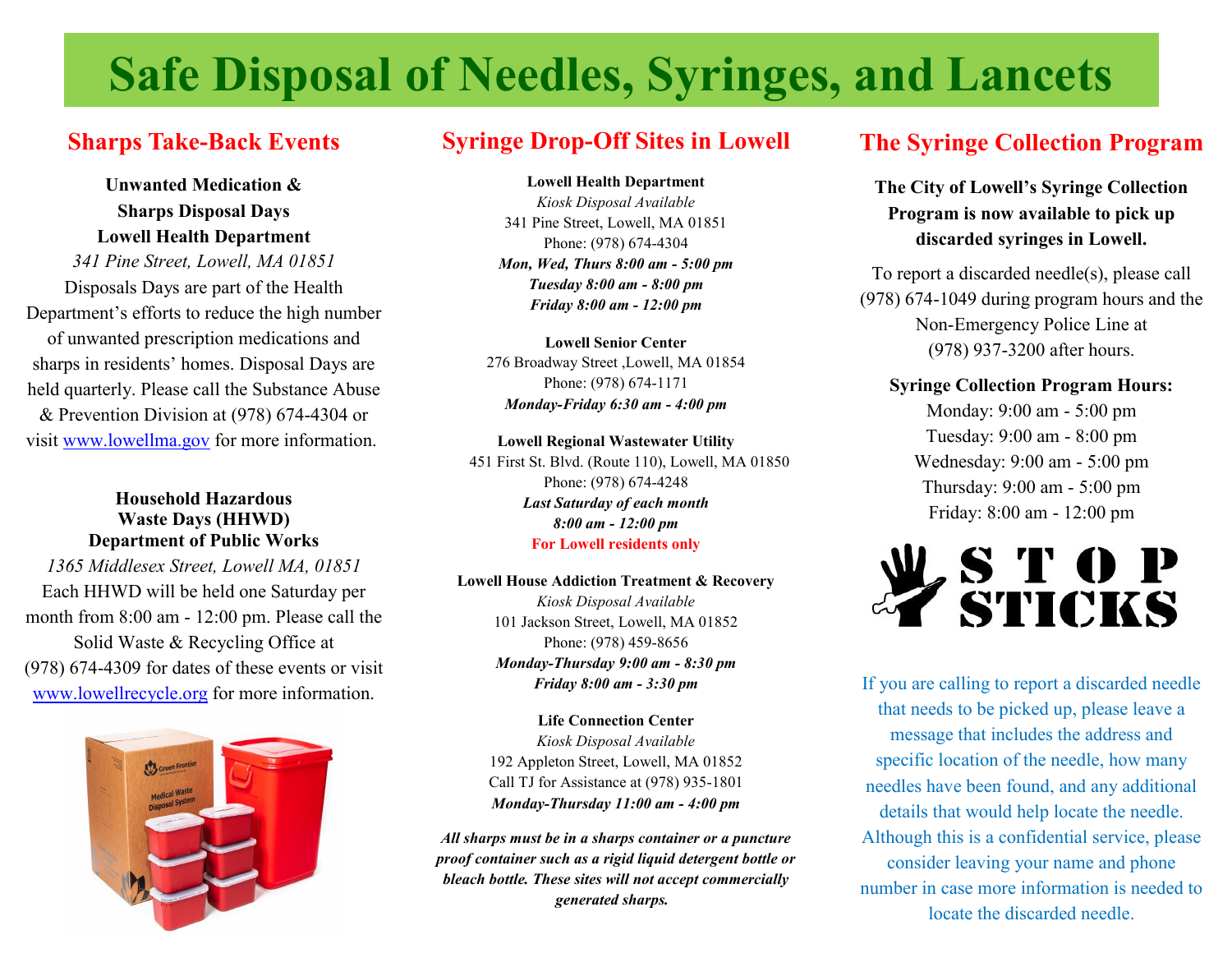# Safe Disposal of Needles, Syringes, and Lancets

## Sharps Take-Back Events

**Unwanted Medication & Sharps Disposal Days**
**Lowell Health Department**
*341 Pine Street, Lowell, MA 01851*

Disposals Days are part of the Health Department's efforts to reduce the high number of unwanted prescription medications and sharps in residents' homes. Disposal Days are held quarterly. Please call the Substance Abuse & Prevention Division at (978) 674-4304 or visit www.lowellma.gov for more information.

**Household Hazardous Waste Days (HHWD)**
**Department of Public Works**
*1365 Middlesex Street, Lowell MA, 01851*

Each HHWD will be held one Saturday per month from 8:00 am - 12:00 pm. Please call the Solid Waste & Recycling Office at (978) 674-4309 for dates of these events or visit www.lowellrecycle.org for more information.

## Syringe Drop-Off Sites in Lowell

**Lowell Health Department**
*Kiosk Disposal Available*
341 Pine Street, Lowell, MA 01851
Phone: (978) 674-4304
***Mon, Wed, Thurs 8:00 am - 5:00 pm***
***Tuesday 8:00 am - 8:00 pm***
***Friday 8:00 am - 12:00 pm***

**Lowell Senior Center**
276 Broadway Street ,Lowell, MA 01854
Phone: (978) 674-1171
***Monday-Friday 6:30 am - 4:00 pm***

**Lowell Regional Wastewater Utility**
451 First St. Blvd. (Route 110), Lowell, MA 01850
Phone: (978) 674-4248
***Last Saturday of each month***
***8:00 am - 12:00 pm***
**For Lowell residents only**

**Lowell House Addiction Treatment & Recovery**
*Kiosk Disposal Available*
101 Jackson Street, Lowell, MA 01852
Phone: (978) 459-8656
***Monday-Thursday 9:00 am - 8:30 pm***
***Friday 8:00 am - 3:30 pm***

**Life Connection Center**
*Kiosk Disposal Available*
192 Appleton Street, Lowell, MA 01852
Call TJ for Assistance at (978) 935-1801
***Monday-Thursday 11:00 am - 4:00 pm***

***All sharps must be in a sharps container or a puncture proof container such as a rigid liquid detergent bottle or bleach bottle. These sites will not accept commercially generated sharps.***

## The Syringe Collection Program

**The City of Lowell's Syringe Collection Program is now available to pick up discarded syringes in Lowell.**

To report a discarded needle(s), please call (978) 674-1049 during program hours and the Non-Emergency Police Line at (978) 937-3200 after hours.

**Syringe Collection Program Hours:**
Monday: 9:00 am - 5:00 pm
Tuesday: 9:00 am - 8:00 pm
Wednesday: 9:00 am - 5:00 pm
Thursday: 9:00 am - 5:00 pm
Friday: 8:00 am - 12:00 pm

STOP STICKS

If you are calling to report a discarded needle that needs to be picked up, please leave a message that includes the address and specific location of the needle, how many needles have been found, and any additional details that would help locate the needle. Although this is a confidential service, please consider leaving your name and phone number in case more information is needed to locate the discarded needle.